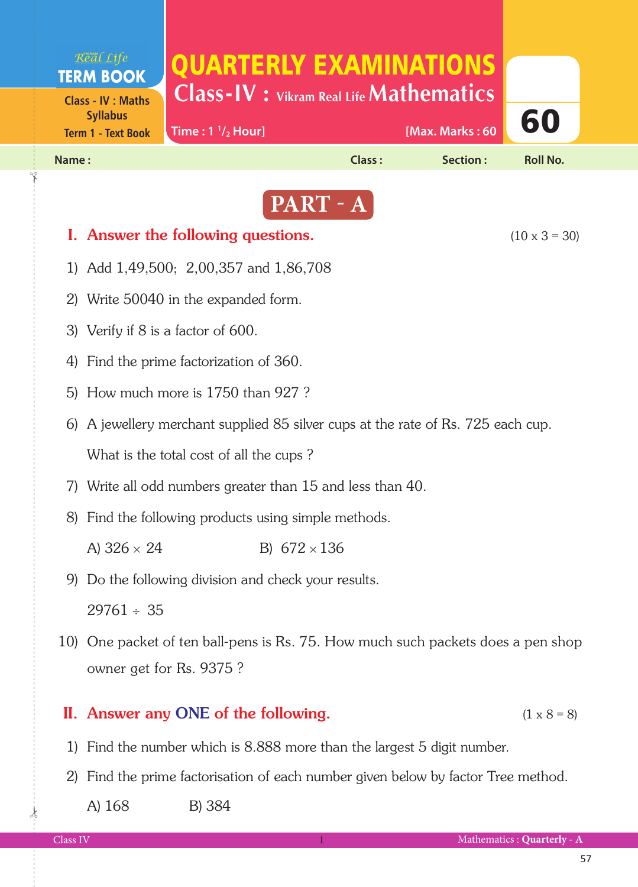Real Life
**TERM BOOK**
Class - IV : Maths Syllabus
Term 1 - Text Book

# QUARTERLY EXAMINATIONS

## Class-IV : Vikram Real Life Mathematics

Time : 1 $^{1}/_{2}$ Hour] [Max. Marks : 60

60

Name : Class : Section : Roll No.

## PART - A

### I. Answer the following questions. (10 x 3 = 30)

1) Add 1,49,500; 2,00,357 and 1,86,708

2) Write 50040 in the expanded form.

3) Verify if 8 is a factor of 600.

4) Find the prime factorization of 360.

5) How much more is 1750 than 927 ?

6) A jewellery merchant supplied 85 silver cups at the rate of Rs. 725 each cup. What is the total cost of all the cups ?

7) Write all odd numbers greater than 15 and less than 40.

8) Find the following products using simple methods.

   A) $326 \times 24$   B) $672 \times 136$

9) Do the following division and check your results.

   $29761 \div 35$

10) One packet of ten ball-pens is Rs. 75. How much such packets does a pen shop owner get for Rs. 9375 ?

### II. Answer any ONE of the following. (1 x 8 = 8)

1) Find the number which is 8.888 more than the largest 5 digit number.

2) Find the prime factorisation of each number given below by factor Tree method.

   A) 168   B) 384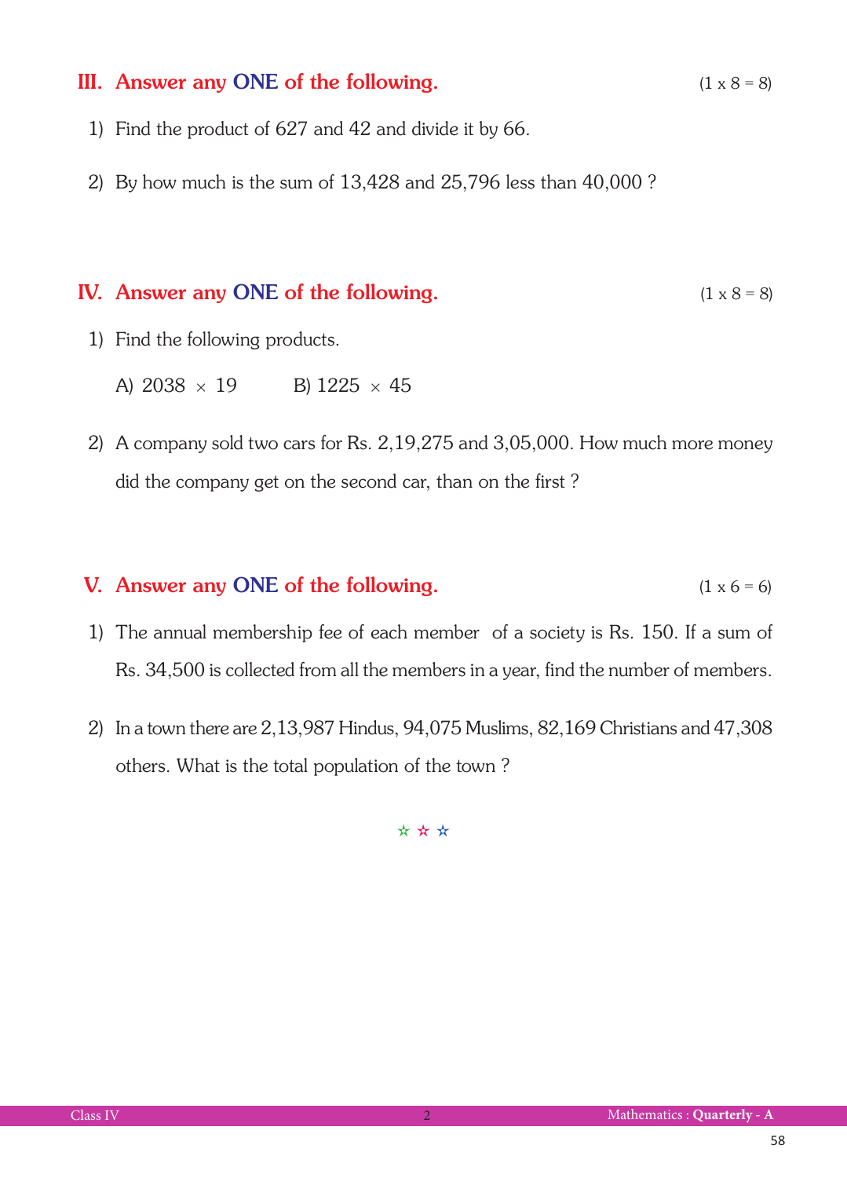## III. Answer any ONE of the following. (1 x 8 = 8)

1) Find the product of 627 and 42 and divide it by 66.

2) By how much is the sum of 13,428 and 25,796 less than 40,000 ?

## IV. Answer any ONE of the following. (1 x 8 = 8)

1) Find the following products.

   A) $2038 \times 19$    B) $1225 \times 45$

2) A company sold two cars for Rs. 2,19,275 and 3,05,000. How much more money did the company get on the second car, than on the first ?

## V. Answer any ONE of the following. (1 x 6 = 6)

1) The annual membership fee of each member of a society is Rs. 150. If a sum of Rs. 34,500 is collected from all the members in a year, find the number of members.

2) In a town there are 2,13,987 Hindus, 94,075 Muslims, 82,169 Christians and 47,308 others. What is the total population of the town ?

☆ ☆ ☆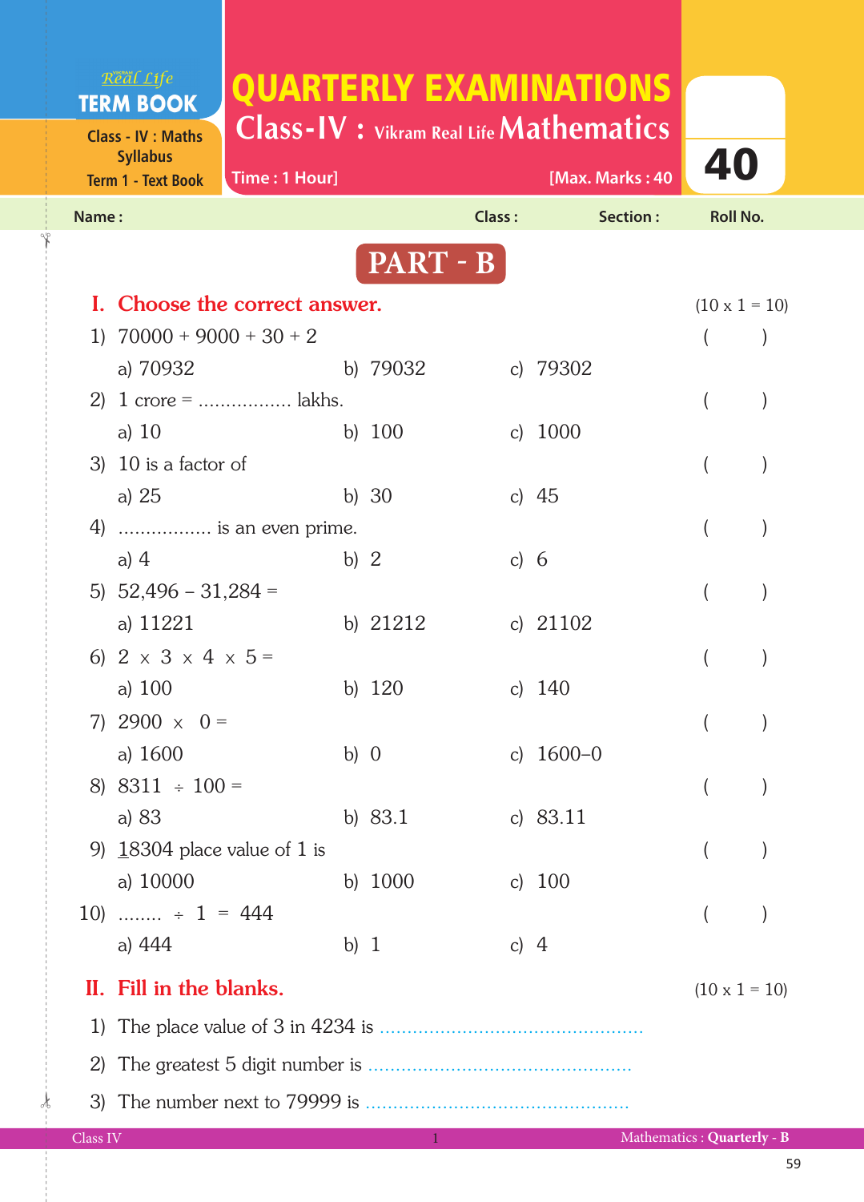Real Life
**TERM BOOK**
Class - IV : Maths Syllabus
Term 1 - Text Book

# QUARTERLY EXAMINATIONS
## Class-IV : Vikram Real Life Mathematics

Time : 1 Hour] [Max. Marks : 40

**40**

Name : Class : Section : Roll No.

## PART - B

### I. Choose the correct answer. (10 x 1 = 10)

1) 70000 + 9000 + 30 + 2 ( )
 a) 70932 b) 79032 c) 79302

2) 1 crore = ................ lakhs. ( )
 a) 10 b) 100 c) 1000

3) 10 is a factor of ( )
 a) 25 b) 30 c) 45

4) ................ is an even prime. ( )
 a) 4 b) 2 c) 6

5) 52,496 – 31,284 = ( )
 a) 11221 b) 21212 c) 21102

6) 2 × 3 × 4 × 5 = ( )
 a) 100 b) 120 c) 140

7) 2900 × 0 = ( )
 a) 1600 b) 0 c) 1600–0

8) 8311 ÷ 100 = ( )
 a) 83 b) 83.1 c) 83.11

9) <u>1</u>8304 place value of 1 is ( )
 a) 10000 b) 1000 c) 100

10) ........ ÷ 1 = 444 ( )
 a) 444 b) 1 c) 4

### II. Fill in the blanks. (10 x 1 = 10)

1) The place value of 3 in 4234 is ................................................

2) The greatest 5 digit number is ................................................

3) The number next to 79999 is ................................................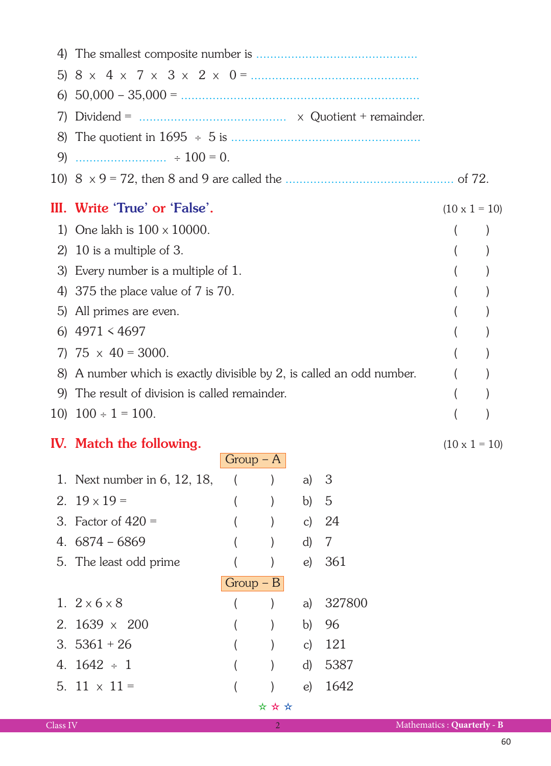4) The smallest composite number is ..............................................

5) $8 \times 4 \times 7 \times 3 \times 2 \times 0 =$ ..............................................

6) 50,000 – 35,000 = ....................................................................

7) Dividend = .......................................... × Quotient + remainder.

8) The quotient in $1695 \div 5$ is ......................................................

9) .......................... $\div 100 = 0$.

10) $8 \times 9 = 72$, then 8 and 9 are called the ............................................... of 72.

## III. Write 'True' or 'False'. (10 x 1 = 10)

1) One lakh is $100 \times 10000$. (    )
2) 10 is a multiple of 3. (    )
3) Every number is a multiple of 1. (    )
4) 375 the place value of 7 is 70. (    )
5) All primes are even. (    )
6) $4971 < 4697$ (    )
7) $75 \times 40 = 3000$. (    )
8) A number which is exactly divisible by 2, is called an odd number. (    )
9) The result of division is called remainder. (    )
10) $100 \div 1 = 100$. (    )

## IV. Match the following. (10 x 1 = 10)

**Group – A**

| | | | | |
|---|---|---|---|---|
| 1. | Next number in 6, 12, 18, | (    ) | a) | 3 |
| 2. | $19 \times 19 =$ | (    ) | b) | 5 |
| 3. | Factor of 420 = | (    ) | c) | 24 |
| 4. | 6874 – 6869 | (    ) | d) | 7 |
| 5. | The least odd prime | (    ) | e) | 361 |

**Group – B**

| | | | | |
|---|---|---|---|---|
| 1. | $2 \times 6 \times 8$ | (    ) | a) | 327800 |
| 2. | $1639 \times 200$ | (    ) | b) | 96 |
| 3. | 5361 + 26 | (    ) | c) | 121 |
| 4. | $1642 \div 1$ | (    ) | d) | 5387 |
| 5. | $11 \times 11 =$ | (    ) | e) | 1642 |

☆ ☆ ☆